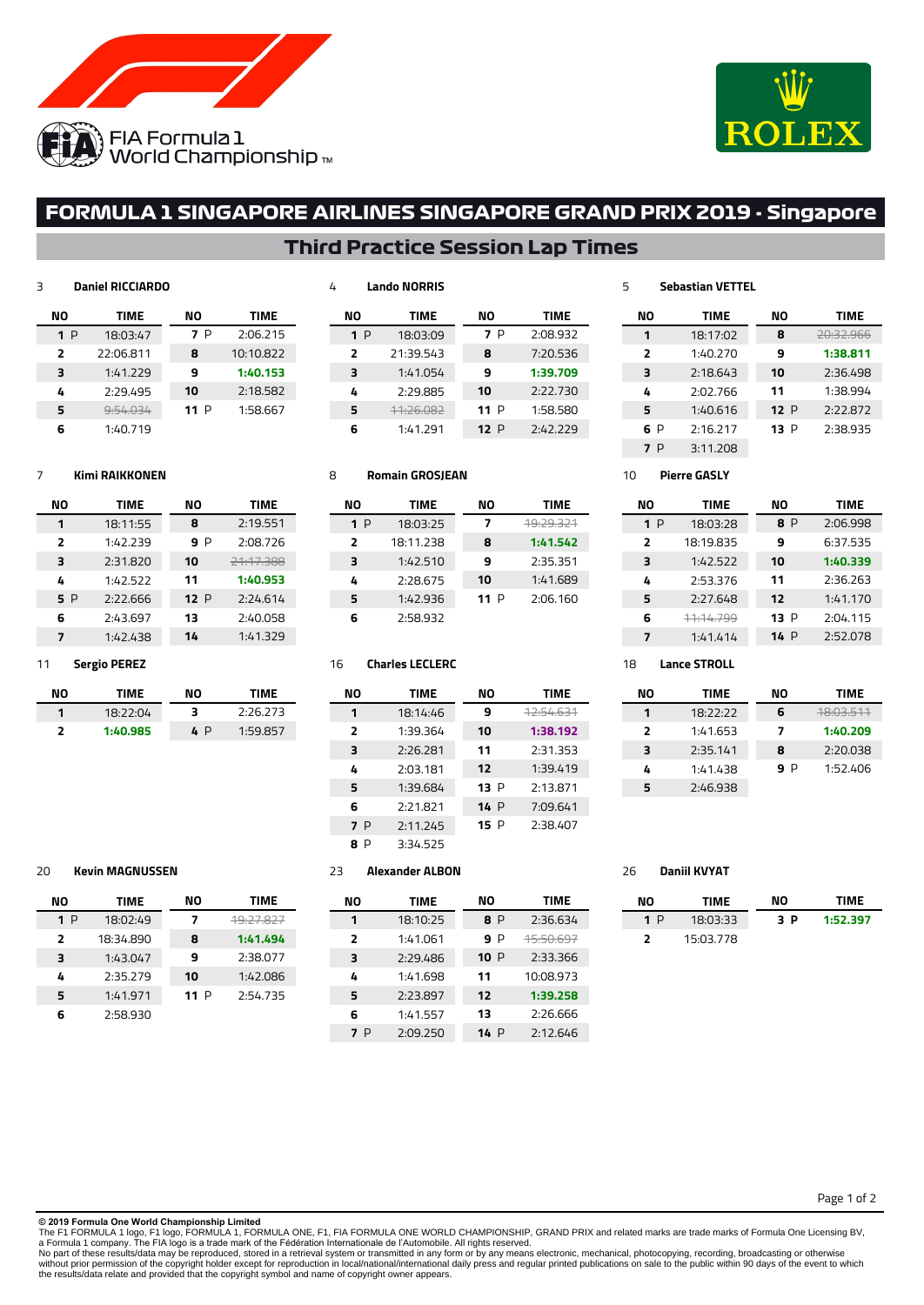FIA Formula 1 World Championship

ROLEX

# FORMULA 1 SINGAPORE AIRLINES SINGAPORE GRAND PRIX 2019 - Singapore

## Third Practice Session Lap Times

### 3 Daniel RICCIARDO

| NO | TIME | NO | TIME |
|---|---|---|---|
| 1 P | 18:03:47 | 7 P | 2:06.215 |
| 2 | 22:06.811 | 8 | 10:10.822 |
| 3 | 1:41.229 | 9 | **1:40.153** |
| 4 | 2:29.495 | 10 | 2:18.582 |
| 5 | ~~9:54.034~~ | 11 P | 1:58.667 |
| 6 | 1:40.719 | | |

### 4 Lando NORRIS

| NO | TIME | NO | TIME |
|---|---|---|---|
| 1 P | 18:03:09 | 7 P | 2:08.932 |
| 2 | 21:39.543 | 8 | 7:20.536 |
| 3 | 1:41.054 | 9 | **1:39.709** |
| 4 | 2:29.885 | 10 | 2:22.730 |
| 5 | ~~11:26.082~~ | 11 P | 1:58.580 |
| 6 | 1:41.291 | 12 P | 2:42.229 |

### 5 Sebastian VETTEL

| NO | TIME | NO | TIME |
|---|---|---|---|
| 1 | 18:17:02 | 8 | ~~20:32.966~~ |
| 2 | 1:40.270 | 9 | **1:38.811** |
| 3 | 2:18.643 | 10 | 2:36.498 |
| 4 | 2:02.766 | 11 | 1:38.994 |
| 5 | 1:40.616 | 12 P | 2:22.872 |
| 6 P | 2:16.217 | 13 P | 2:38.935 |
| 7 P | 3:11.208 | | |

### 7 Kimi RAIKKONEN

| NO | TIME | NO | TIME |
|---|---|---|---|
| 1 | 18:11:55 | 8 | 2:19.551 |
| 2 | 1:42.239 | 9 P | 2:08.726 |
| 3 | 2:31.820 | 10 | ~~21:17.388~~ |
| 4 | 1:42.522 | 11 | **1:40.953** |
| 5 P | 2:22.666 | 12 P | 2:24.614 |
| 6 | 2:43.697 | 13 | 2:40.058 |
| 7 | 1:42.438 | 14 | 1:41.329 |

### 8 Romain GROSJEAN

| NO | TIME | NO | TIME |
|---|---|---|---|
| 1 P | 18:03:25 | 7 | ~~19:29.321~~ |
| 2 | 18:11.238 | 8 | **1:41.542** |
| 3 | 1:42.510 | 9 | 2:35.351 |
| 4 | 2:28.675 | 10 | 1:41.689 |
| 5 | 1:42.936 | 11 P | 2:06.160 |
| 6 | 2:58.932 | | |

### 10 Pierre GASLY

| NO | TIME | NO | TIME |
|---|---|---|---|
| 1 P | 18:03:28 | 8 P | 2:06.998 |
| 2 | 18:19.835 | 9 | 6:37.535 |
| 3 | 1:42.522 | 10 | **1:40.339** |
| 4 | 2:53.376 | 11 | 2:36.263 |
| 5 | 2:27.648 | 12 | 1:41.170 |
| 6 | ~~11:14.799~~ | 13 P | 2:04.115 |
| 7 | 1:41.414 | 14 P | 2:52.078 |

### 11 Sergio PEREZ

| NO | TIME | NO | TIME |
|---|---|---|---|
| 1 | 18:22:04 | 3 | 2:26.273 |
| 2 | **1:40.985** | 4 P | 1:59.857 |

### 16 Charles LECLERC

| NO | TIME | NO | TIME |
|---|---|---|---|
| 1 | 18:14:46 | 9 | ~~12:54.631~~ |
| 2 | 1:39.364 | 10 | **1:38.192** |
| 3 | 2:26.281 | 11 | 2:31.353 |
| 4 | 2:03.181 | 12 | 1:39.419 |
| 5 | 1:39.684 | 13 P | 2:13.871 |
| 6 | 2:21.821 | 14 P | 7:09.641 |
| 7 P | 2:11.245 | 15 P | 2:38.407 |
| 8 P | 3:34.525 | | |

### 18 Lance STROLL

| NO | TIME | NO | TIME |
|---|---|---|---|
| 1 | 18:22:22 | 6 | ~~18:03.511~~ |
| 2 | 1:41.653 | 7 | **1:40.209** |
| 3 | 2:35.141 | 8 | 2:20.038 |
| 4 | 1:41.438 | 9 P | 1:52.406 |
| 5 | 2:46.938 | | |

### 20 Kevin MAGNUSSEN

| NO | TIME | NO | TIME |
|---|---|---|---|
| 1 P | 18:02:49 | 7 | ~~19:27.827~~ |
| 2 | 18:34.890 | 8 | **1:41.494** |
| 3 | 1:43.047 | 9 | 2:38.077 |
| 4 | 2:35.279 | 10 | 1:42.086 |
| 5 | 1:41.971 | 11 P | 2:54.735 |
| 6 | 2:58.930 | | |

### 23 Alexander ALBON

| NO | TIME | NO | TIME |
|---|---|---|---|
| 1 | 18:10:25 | 8 P | 2:36.634 |
| 2 | 1:41.061 | 9 P | ~~15:50.697~~ |
| 3 | 2:29.486 | 10 P | 2:33.366 |
| 4 | 1:41.698 | 11 | 10:08.973 |
| 5 | 2:23.897 | 12 | **1:39.258** |
| 6 | 1:41.557 | 13 | 2:26.666 |
| 7 P | 2:09.250 | 14 P | 2:12.646 |

### 26 Daniil KVYAT

| NO | TIME | NO | TIME |
|---|---|---|---|
| 1 P | 18:03:33 | 3 P | **1:52.397** |
| 2 | 15:03.778 | | |

**© 2019 Formula One World Championship Limited**
The F1 FORMULA 1 logo, F1 logo, FORMULA 1, FORMULA ONE, F1, FIA FORMULA ONE WORLD CHAMPIONSHIP, GRAND PRIX and related marks are trade marks of Formula One Licensing BV, a Formula 1 company. The FIA logo is a trade mark of the Fédération Internationale de l'Automobile. All rights reserved.
No part of these results/data may be reproduced, stored in a retrieval system or transmitted in any form or by any means electronic, mechanical, photocopying, recording, broadcasting or otherwise without prior permission of the copyright holder except for reproduction in local/national/international daily press and regular printed publications on sale to the public within 90 days of the event to which the results/data relate and provided that the copyright symbol and name of copyright owner appears.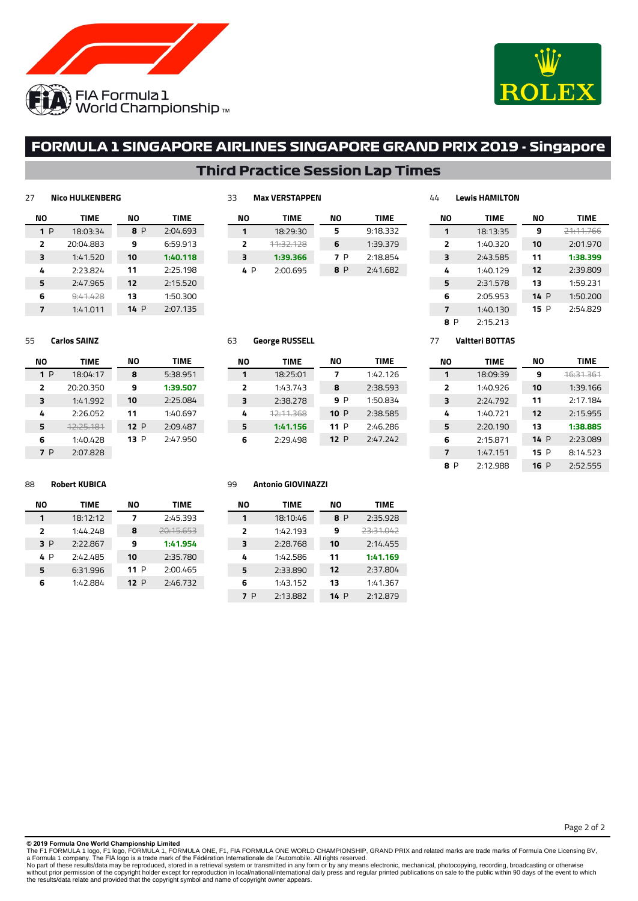FIA Formula 1 World Championship

# FORMULA 1 SINGAPORE AIRLINES SINGAPORE GRAND PRIX 2019 - Singapore

## Third Practice Session Lap Times

### 27 Nico HULKENBERG

| NO | TIME | NO | TIME |
|---|---|---|---|
| 1 P | 18:03:34 | 8 P | 2:04.693 |
| 2 | 20:04.883 | 9 | 6:59.913 |
| 3 | 1:41.520 | 10 | **1:40.118** |
| 4 | 2:23.824 | 11 | 2:25.198 |
| 5 | 2:47.965 | 12 | 2:15.520 |
| 6 | ~~9:41.428~~ | 13 | 1:50.300 |
| 7 | 1:41.011 | 14 P | 2:07.135 |

### 33 Max VERSTAPPEN

| NO | TIME | NO | TIME |
|---|---|---|---|
| 1 | 18:29:30 | 5 | 9:18.332 |
| 2 | ~~11:32.128~~ | 6 | 1:39.379 |
| 3 | **1:39.366** | 7 P | 2:18.854 |
| 4 P | 2:00.695 | 8 P | 2:41.682 |

### 44 Lewis HAMILTON

| NO | TIME | NO | TIME |
|---|---|---|---|
| 1 | 18:13:35 | 9 | ~~21:11.766~~ |
| 2 | 1:40.320 | 10 | 2:01.970 |
| 3 | 2:43.585 | 11 | **1:38.399** |
| 4 | 1:40.129 | 12 | 2:39.809 |
| 5 | 2:31.578 | 13 | 1:59.231 |
| 6 | 2:05.953 | 14 P | 1:50.200 |
| 7 | 1:40.130 | 15 P | 2:54.829 |
| 8 P | 2:15.213 | | |

### 55 Carlos SAINZ

| NO | TIME | NO | TIME |
|---|---|---|---|
| 1 P | 18:04:17 | 8 | 5:38.951 |
| 2 | 20:20.350 | 9 | **1:39.507** |
| 3 | 1:41.992 | 10 | 2:25.084 |
| 4 | 2:26.052 | 11 | 1:40.697 |
| 5 | ~~12:25.181~~ | 12 P | 2:09.487 |
| 6 | 1:40.428 | 13 P | 2:47.950 |
| 7 P | 2:07.828 | | |

### 63 George RUSSELL

| NO | TIME | NO | TIME |
|---|---|---|---|
| 1 | 18:25:01 | 7 | 1:42.126 |
| 2 | 1:43.743 | 8 | 2:38.593 |
| 3 | 2:38.278 | 9 P | 1:50.834 |
| 4 | ~~12:11.368~~ | 10 P | 2:38.585 |
| 5 | **1:41.156** | 11 P | 2:46.286 |
| 6 | 2:29.498 | 12 P | 2:47.242 |

### 77 Valtteri BOTTAS

| NO | TIME | NO | TIME |
|---|---|---|---|
| 1 | 18:09:39 | 9 | ~~16:31.361~~ |
| 2 | 1:40.926 | 10 | 1:39.166 |
| 3 | 2:24.792 | 11 | 2:17.184 |
| 4 | 1:40.721 | 12 | 2:15.955 |
| 5 | 2:20.190 | 13 | **1:38.885** |
| 6 | 2:15.871 | 14 P | 2:23.089 |
| 7 | 1:47.151 | 15 P | 8:14.523 |
| 8 P | 2:12.988 | 16 P | 2:52.555 |

### 88 Robert KUBICA

| NO | TIME | NO | TIME |
|---|---|---|---|
| 1 | 18:12:12 | 7 | 2:45.393 |
| 2 | 1:44.248 | 8 | ~~20:15.653~~ |
| 3 P | 2:22.867 | 9 | **1:41.954** |
| 4 P | 2:42.485 | 10 | 2:35.780 |
| 5 | 6:31.996 | 11 P | 2:00.465 |
| 6 | 1:42.884 | 12 P | 2:46.732 |

### 99 Antonio GIOVINAZZI

| NO | TIME | NO | TIME |
|---|---|---|---|
| 1 | 18:10:46 | 8 P | 2:35.928 |
| 2 | 1:42.193 | 9 | ~~23:31.042~~ |
| 3 | 2:28.768 | 10 | 2:14.455 |
| 4 | 1:42.586 | 11 | **1:41.169** |
| 5 | 2:33.890 | 12 | 2:37.804 |
| 6 | 1:43.152 | 13 | 1:41.367 |
| 7 P | 2:13.882 | 14 P | 2:12.879 |

**© 2019 Formula One World Championship Limited**
The F1 FORMULA 1 logo, F1 logo, FORMULA 1, FORMULA ONE, F1, FIA FORMULA ONE WORLD CHAMPIONSHIP, GRAND PRIX and related marks are trade marks of Formula One Licensing BV, a Formula 1 company. The FIA logo is a trade mark of the Fédération Internationale de l'Automobile. All rights reserved.
No part of these results/data may be reproduced, stored in a retrieval system or transmitted in any form or by any means electronic, mechanical, photocopying, recording, broadcasting or otherwise without prior permission of the copyright holder except for reproduction in local/national/international daily press and regular printed publications on sale to the public within 90 days of the event to which the results/data relate and provided that the copyright symbol and name of copyright owner appears.